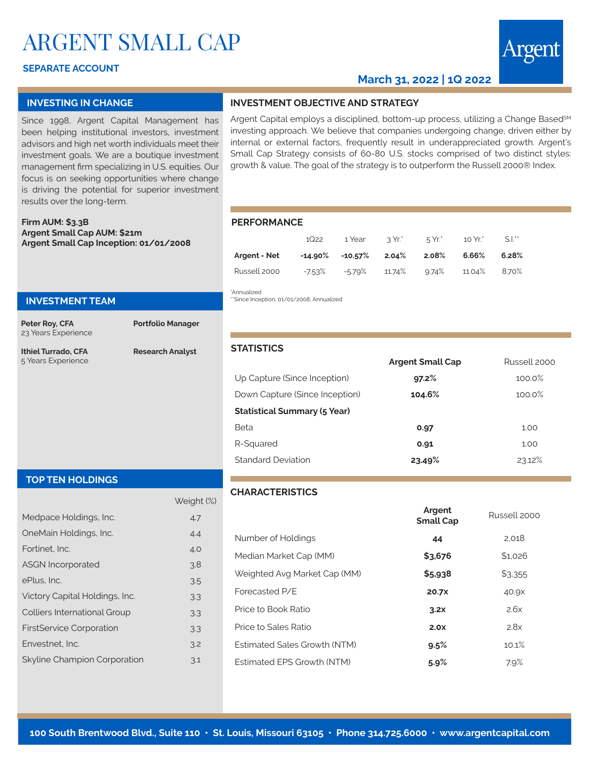# ARGENT SMALL CAP

**SEPARATE ACCOUNT**

**March 31, 2022 | 1Q 2022**

## INVESTING IN CHANGE

Since 1998, Argent Capital Management has been helping institutional investors, investment advisors and high net worth individuals meet their investment goals. We are a boutique investment management firm specializing in U.S. equities. Our focus is on seeking opportunities where change is driving the potential for superior investment results over the long-term.

**Firm AUM: $3.3B**
**Argent Small Cap AUM: $21m**
**Argent Small Cap Inception: 01/01/2008**

## INVESTMENT TEAM

| | |
|---|---|
| **Peter Roy, CFA** 23 Years Experience | **Portfolio Manager** |
| **Ithiel Turrado, CFA** 5 Years Experience | **Research Analyst** |

## TOP TEN HOLDINGS

| | Weight (%) |
|---|---|
| Medpace Holdings, Inc. | 4.7 |
| OneMain Holdings, Inc. | 4.4 |
| Fortinet, Inc. | 4.0 |
| ASGN Incorporated | 3.8 |
| ePlus, Inc. | 3.5 |
| Victory Capital Holdings, Inc. | 3.3 |
| Colliers International Group | 3.3 |
| FirstService Corporation | 3.3 |
| Envestnet, Inc. | 3.2 |
| Skyline Champion Corporation | 3.1 |

## INVESTMENT OBJECTIVE AND STRATEGY

Argent Capital employs a disciplined, bottom-up process, utilizing a Change Based℠ investing approach. We believe that companies undergoing change, driven either by internal or external factors, frequently result in underappreciated growth. Argent's Small Cap Strategy consists of 60-80 U.S. stocks comprised of two distinct styles: growth & value. The goal of the strategy is to outperform the Russell 2000® Index.

## PERFORMANCE

| | 1Q22 | 1 Year | 3 Yr.* | 5 Yr.* | 10 Yr.* | S.I.** |
|---|---|---|---|---|---|---|
| **Argent - Net** | **-14.90%** | **-10.57%** | **2.04%** | **2.08%** | **6.66%** | **6.28%** |
| Russell 2000 | -7.53% | -5.79% | 11.74% | 9.74% | 11.04% | 8.70% |

*Annualized
**Since Inception, 01/01/2008, Annualized

## STATISTICS

| | Argent Small Cap | Russell 2000 |
|---|---|---|
| Up Capture (Since Inception) | **97.2%** | 100.0% |
| Down Capture (Since Inception) | **104.6%** | 100.0% |
| **Statistical Summary (5 Year)** | | |
| Beta | **0.97** | 1.00 |
| R-Squared | **0.91** | 1.00 |
| Standard Deviation | **23.49%** | 23.12% |

## CHARACTERISTICS

| | Argent Small Cap | Russell 2000 |
|---|---|---|
| Number of Holdings | **44** | 2,018 |
| Median Market Cap (MM) | **$3,676** | $1,026 |
| Weighted Avg Market Cap (MM) | **$5,938** | $3,355 |
| Forecasted P/E | **20.7x** | 40.9x |
| Price to Book Ratio | **3.2x** | 2.6x |
| Price to Sales Ratio | **2.0x** | 2.8x |
| Estimated Sales Growth (NTM) | **9.5%** | 10.1% |
| Estimated EPS Growth (NTM) | **5.9%** | 7.9% |

**100 South Brentwood Blvd., Suite 110 • St. Louis, Missouri 63105 • Phone 314.725.6000 • www.argentcapital.com**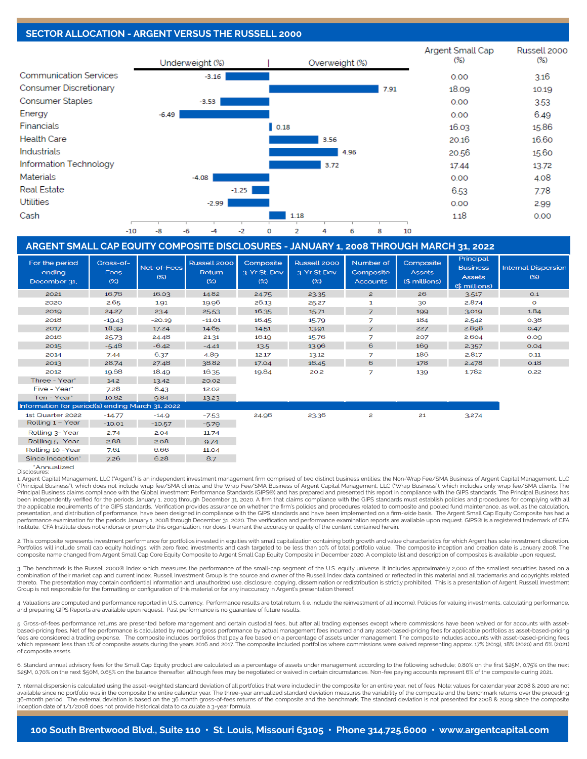## SECTOR ALLOCATION - ARGENT VERSUS THE RUSSELL 2000

Underweight (%)
Overweight (%)

Communication Services -3.16
Consumer Discretionary 7.91
Consumer Staples -3.53
Energy -6.49
Financials 0.18
Health Care 3.56
Industrials 4.96
Information Technology 3.72
Materials -4.08
Real Estate -1.25
Utilities -2.99
Cash 1.18

-10 -8 -6 -4 -2 0 2 4 6 8 10

| | Argent Small Cap (%) | Russell 2000 (%) |
|---|---|---|
| Communication Services | 0.00 | 3.16 |
| Consumer Discretionary | 18.09 | 10.19 |
| Consumer Staples | 0.00 | 3.53 |
| Energy | 0.00 | 6.49 |
| Financials | 16.03 | 15.86 |
| Health Care | 20.16 | 16.60 |
| Industrials | 20.56 | 15.60 |
| Information Technology | 17.44 | 13.72 |
| Materials | 0.00 | 4.08 |
| Real Estate | 6.53 | 7.78 |
| Utilities | 0.00 | 2.99 |
| Cash | 1.18 | 0.00 |

## ARGENT SMALL CAP EQUITY COMPOSITE DISCLOSURES - JANUARY 1, 2008 THROUGH MARCH 31, 2022

| For the period ending December 31, | Gross-of-Fees (%) | Net-of-Fees (%) | Russell 2000 Return (%) | Composite 3-Yr St. Dev (%) | Russell 2000 3-Yr St Dev (%) | Number of Composite Accounts | Composite Assets ($ millions) | Principal Business Assets ($ millions) | Internal Dispersion (%) |
|---|---|---|---|---|---|---|---|---|---|
| 2021 | 16.76 | 16.03 | 14.82 | 24.75 | 23.35 | 2 | 26 | 3,517 | 0.1 |
| 2020 | 2.65 | 1.91 | 19.96 | 26.13 | 25.27 | 1 | 30 | 2,874 | 0 |
| 2019 | 24.27 | 23.4 | 25.53 | 16.35 | 15.71 | 7 | 199 | 3,019 | 1.84 |
| 2018 | -19.43 | -20.19 | -11.01 | 16.45 | 15.79 | 7 | 184 | 2,542 | 0.38 |
| 2017 | 18.39 | 17.24 | 14.65 | 14.51 | 13.91 | 7 | 227 | 2,898 | 0.47 |
| 2016 | 25.73 | 24.48 | 21.31 | 16.19 | 15.76 | 7 | 207 | 2,604 | 0.09 |
| 2015 | -5.48 | -6.42 | -4.41 | 13.5 | 13.96 | 6 | 169 | 2,357 | 0.04 |
| 2014 | 7.44 | 6.37 | 4.89 | 12.17 | 13.12 | 7 | 186 | 2,817 | 0.11 |
| 2013 | 28.74 | 27.48 | 38.82 | 17.04 | 16.45 | 6 | 178 | 2,478 | 0.18 |
| 2012 | 19.68 | 18.49 | 16.35 | 19.84 | 20.2 | 7 | 139 | 1,782 | 0.22 |
| Three - Year* | 14.2 | 13.42 | 20.02 | | | | | | |
| Five - Year* | 7.28 | 6.43 | 12.02 | | | | | | |
| Ten - Year* | 10.82 | 9.84 | 13.23 | | | | | | |
| **Information for period(s) ending March 31, 2022** | | | | | | | | | |
| 1st Quarter 2022 | -14.77 | -14.9 | -7.53 | 24.96 | 23.36 | 2 | 21 | 3,274 | |
| Rolling 1 – Year | -10.01 | -10.57 | -5.79 | | | | | | |
| Rolling 3- Year | 2.74 | 2.04 | 11.74 | | | | | | |
| Rolling 5 -Year | 2.88 | 2.08 | 9.74 | | | | | | |
| Rolling 10 -Year | 7.61 | 6.66 | 11.04 | | | | | | |
| Since Inception* | 7.26 | 6.28 | 8.7 | | | | | | |

*Annualized

Disclosures:

1. Argent Capital Management, LLC ("Argent") is an independent investment management firm comprised of two distinct business entities: the Non-Wrap Fee/SMA Business of Argent Capital Management, LLC ("Principal Business"), which does not include wrap fee/SMA clients; and the Wrap Fee/SMA Business of Argent Capital Management, LLC ("Wrap Business"), which includes only wrap fee/SMA clients. The Principal Business claims compliance with the Global investment Performance Standards (GIPS®) and has prepared and presented this report in compliance with the GIPS standards. The Principal Business has been independently verified for the periods January 1, 2003 through December 31, 2020. A firm that claims compliance with the GIPS standards must establish policies and procedures for complying with all the applicable requirements of the GIPS standards. Verification provides assurance on whether the firm's policies and procedures related to composite and pooled fund maintenance, as well as the calculation, presentation, and distribution of performance, have been designed in compliance with the GIPS standards and have been implemented on a firm-wide basis. The Argent Small Cap Equity Composite has had a performance examination for the periods January 1, 2008 through December 31, 2020. The verification and performance examination reports are available upon request. GIPS® is a registered trademark of CFA Institute. CFA Institute does not endorse or promote this organization, nor does it warrant the accuracy or quality of the content contained herein.

2. This composite represents investment performance for portfolios invested in equities with small capitalization containing both growth and value characteristics for which Argent has sole investment discretion. Portfolios will include small cap equity holdings, with zero fixed investments and cash targeted to be less than 10% of total portfolio value. The composite inception and creation date is January 2008. The composite name changed from Argent Small Cap Core Equity Composite to Argent Small Cap Equity Composite in December 2020. A complete list and description of composites is available upon request.

3. The benchmark is the Russell 2000® Index which measures the performance of the small-cap segment of the U.S. equity universe. It includes approximately 2,000 of the smallest securities based on a combination of their market cap and current index. Russell Investment Group is the source and owner of the Russell Index data contained or reflected in this material and all trademarks and copyrights related thereto. The presentation may contain confidential information and unauthorized use, disclosure, copying, dissemination or redistribution is strictly prohibited. This is a presentation of Argent. Russell Investment Group is not responsible for the formatting or configuration of this material or for any inaccuracy in Argent's presentation thereof.

4. Valuations are computed and performance reported in U.S. currency. Performance results are total return, (i.e. include the reinvestment of all income). Policies for valuing investments, calculating performance, and preparing GIPS Reports are available upon request. Past performance is no guarantee of future results.

5. Gross-of-fees performance returns are presented before management and certain custodial fees, but after all trading expenses except where commissions have been waived or for accounts with asset-based-pricing fees. Net of fee performance is calculated by reducing gross performance by actual management fees incurred and any asset-based-pricing fees for applicable portfolios as asset-based-pricing fees are considered a trading expense. The composite includes portfolios that pay a fee based on a percentage of assets under management. The composite includes accounts with asset-based-pricing fees which represent less than 1% of composite assets during the years 2016 and 2017. The composite included portfolios where commissions were waived representing approx. 17% (2019), 18% (2020) and 6% (2021) of composite assets.

6. Standard annual advisory fees for the Small Cap Equity product are calculated as a percentage of assets under management according to the following schedule: 0.80% on the first $25M, 0.75% on the next $25M, 0.70% on the next $50M, 0.65% on the balance thereafter, although fees may be negotiated or waived in certain circumstances. Non-fee paying accounts represent 6% of the composite during 2021.

7. Internal dispersion is calculated using the asset-weighted standard deviation of all portfolios that were included in the composite for an entire year, net of fees. Note: values for calendar year 2008 & 2010 are not available since no portfolio was in the composite the entire calendar year. The three-year annualized standard deviation measures the variability of the composite and the benchmark returns over the preceding 36-month period. The external deviation is based on the 36 month gross-of-fees returns of the composite and the benchmark. The standard deviation is not presented for 2008 & 2009 since the composite inception date of 1/1/2008 does not provide historical data to calculate a 3-year formula.

**100 South Brentwood Blvd., Suite 110 • St. Louis, Missouri 63105 • Phone 314.725.6000 • www.argentcapital.com**